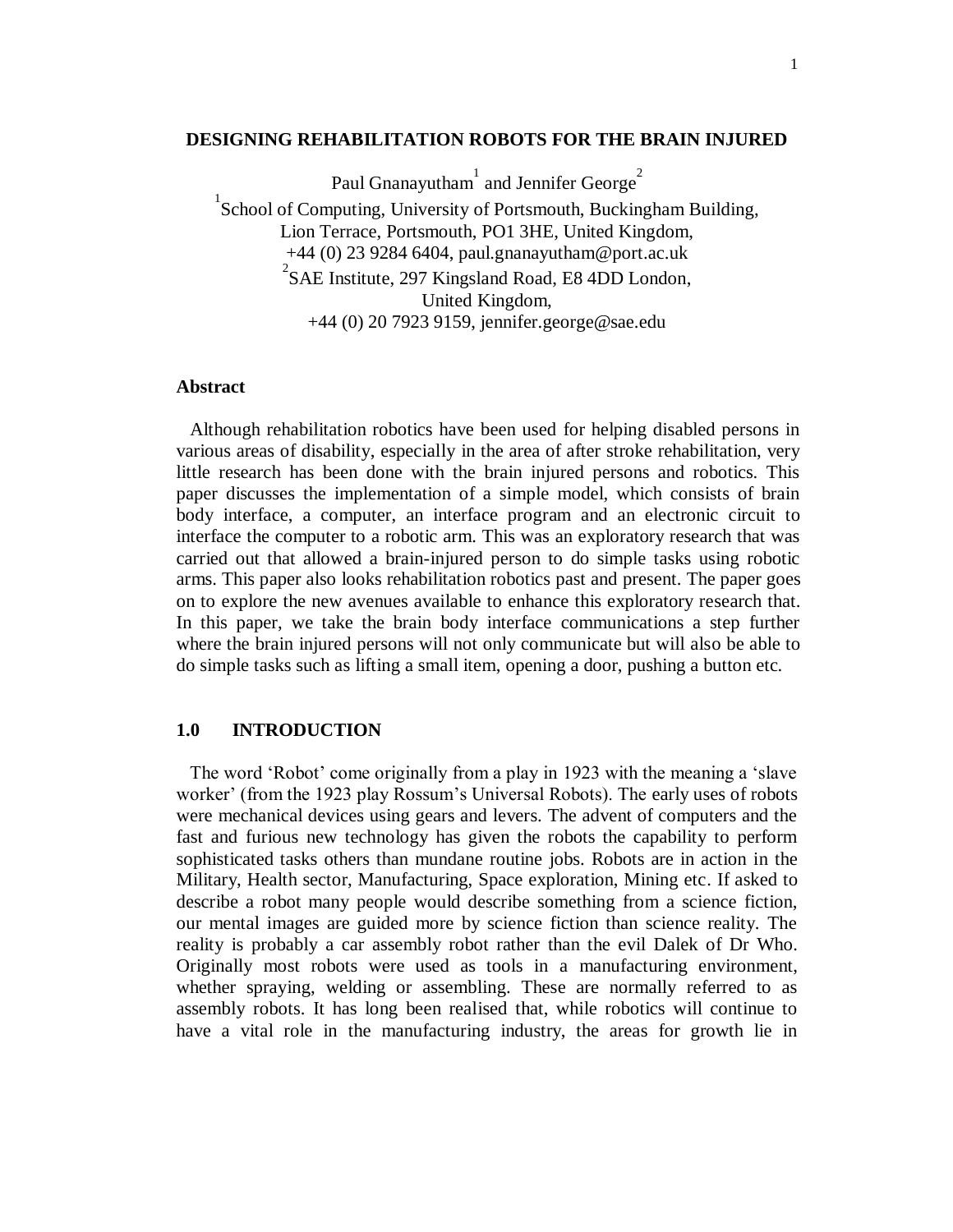# DESIGNING REHABILITATION ROBOTS FOR THE BRAIN INJURED

Paul Gnanayutham[1] and Jennifer George[2]

[1]School of Computing, University of Portsmouth, Buckingham Building, Lion Terrace, Portsmouth, PO1 3HE, United Kingdom, +44 (0) 23 9284 6404, paul.gnanayutham@port.ac.uk

[2]SAE Institute, 297 Kingsland Road, E8 4DD London, United Kingdom, +44 (0) 20 7923 9159, jennifer.george@sae.edu

## Abstract

Although rehabilitation robotics have been used for helping disabled persons in various areas of disability, especially in the area of after stroke rehabilitation, very little research has been done with the brain injured persons and robotics. This paper discusses the implementation of a simple model, which consists of brain body interface, a computer, an interface program and an electronic circuit to interface the computer to a robotic arm. This was an exploratory research that was carried out that allowed a brain-injured person to do simple tasks using robotic arms. This paper also looks rehabilitation robotics past and present. The paper goes on to explore the new avenues available to enhance this exploratory research that. In this paper, we take the brain body interface communications a step further where the brain injured persons will not only communicate but will also be able to do simple tasks such as lifting a small item, opening a door, pushing a button etc.

## 1.0 INTRODUCTION

The word 'Robot' come originally from a play in 1923 with the meaning a 'slave worker' (from the 1923 play Rossum's Universal Robots). The early uses of robots were mechanical devices using gears and levers. The advent of computers and the fast and furious new technology has given the robots the capability to perform sophisticated tasks others than mundane routine jobs. Robots are in action in the Military, Health sector, Manufacturing, Space exploration, Mining etc. If asked to describe a robot many people would describe something from a science fiction, our mental images are guided more by science fiction than science reality. The reality is probably a car assembly robot rather than the evil Dalek of Dr Who. Originally most robots were used as tools in a manufacturing environment, whether spraying, welding or assembling. These are normally referred to as assembly robots. It has long been realised that, while robotics will continue to have a vital role in the manufacturing industry, the areas for growth lie in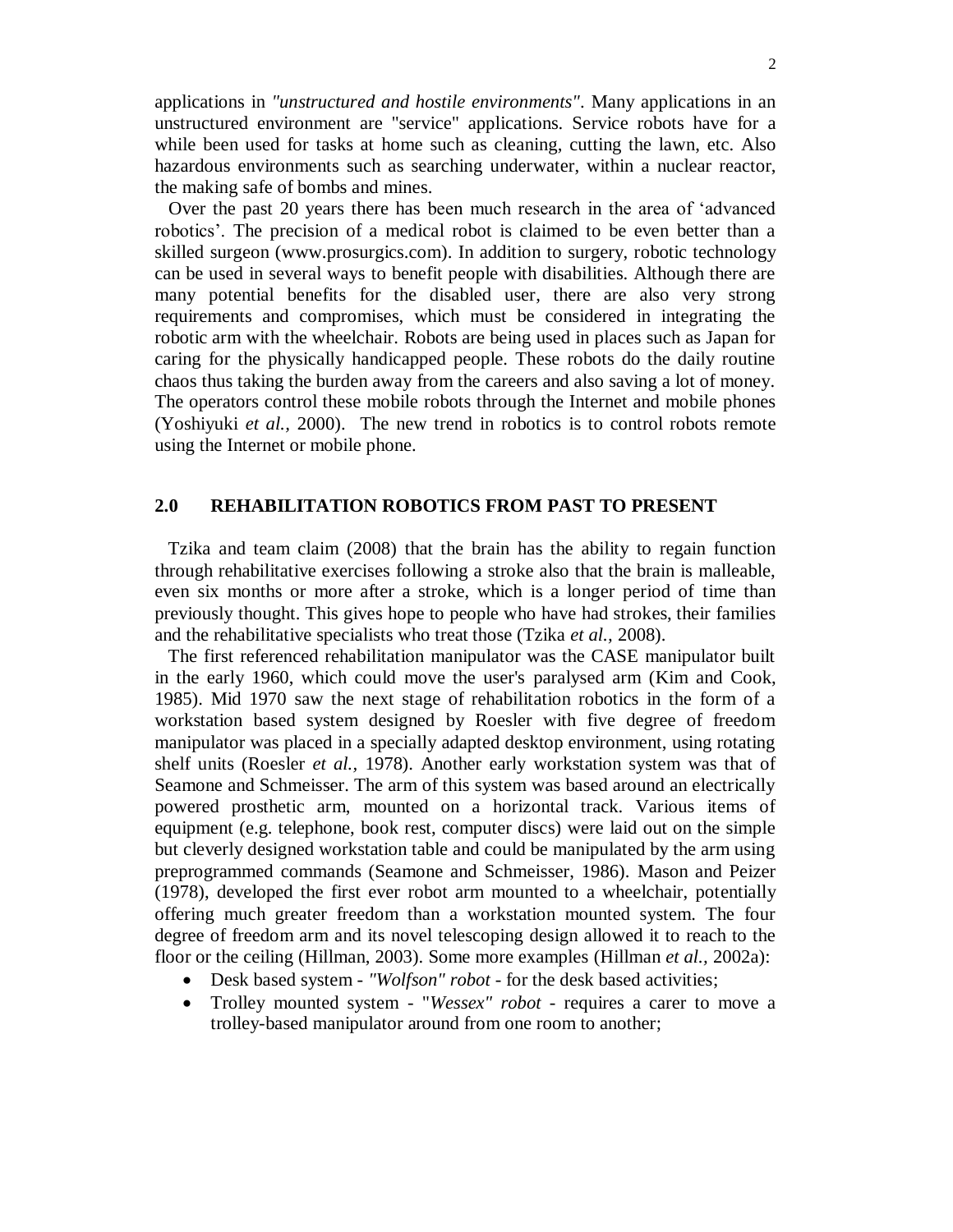applications in *"unstructured and hostile environments"*. Many applications in an unstructured environment are "service" applications. Service robots have for a while been used for tasks at home such as cleaning, cutting the lawn, etc. Also hazardous environments such as searching underwater, within a nuclear reactor, the making safe of bombs and mines.

Over the past 20 years there has been much research in the area of 'advanced robotics'. The precision of a medical robot is claimed to be even better than a skilled surgeon (www.prosurgics.com). In addition to surgery, robotic technology can be used in several ways to benefit people with disabilities. Although there are many potential benefits for the disabled user, there are also very strong requirements and compromises, which must be considered in integrating the robotic arm with the wheelchair. Robots are being used in places such as Japan for caring for the physically handicapped people. These robots do the daily routine chaos thus taking the burden away from the careers and also saving a lot of money. The operators control these mobile robots through the Internet and mobile phones (Yoshiyuki *et al.,* 2000). The new trend in robotics is to control robots remote using the Internet or mobile phone.

## 2.0 REHABILITATION ROBOTICS FROM PAST TO PRESENT

Tzika and team claim (2008) that the brain has the ability to regain function through rehabilitative exercises following a stroke also that the brain is malleable, even six months or more after a stroke, which is a longer period of time than previously thought. This gives hope to people who have had strokes, their families and the rehabilitative specialists who treat those (Tzika *et al.,* 2008).

The first referenced rehabilitation manipulator was the CASE manipulator built in the early 1960, which could move the user's paralysed arm (Kim and Cook, 1985). Mid 1970 saw the next stage of rehabilitation robotics in the form of a workstation based system designed by Roesler with five degree of freedom manipulator was placed in a specially adapted desktop environment, using rotating shelf units (Roesler *et al.,* 1978). Another early workstation system was that of Seamone and Schmeisser. The arm of this system was based around an electrically powered prosthetic arm, mounted on a horizontal track. Various items of equipment (e.g. telephone, book rest, computer discs) were laid out on the simple but cleverly designed workstation table and could be manipulated by the arm using preprogrammed commands (Seamone and Schmeisser, 1986). Mason and Peizer (1978), developed the first ever robot arm mounted to a wheelchair, potentially offering much greater freedom than a workstation mounted system. The four degree of freedom arm and its novel telescoping design allowed it to reach to the floor or the ceiling (Hillman, 2003). Some more examples (Hillman *et al.,* 2002a):

- Desk based system - *"Wolfson" robot* - for the desk based activities;
- Trolley mounted system - "*Wessex" robot* - requires a carer to move a trolley-based manipulator around from one room to another;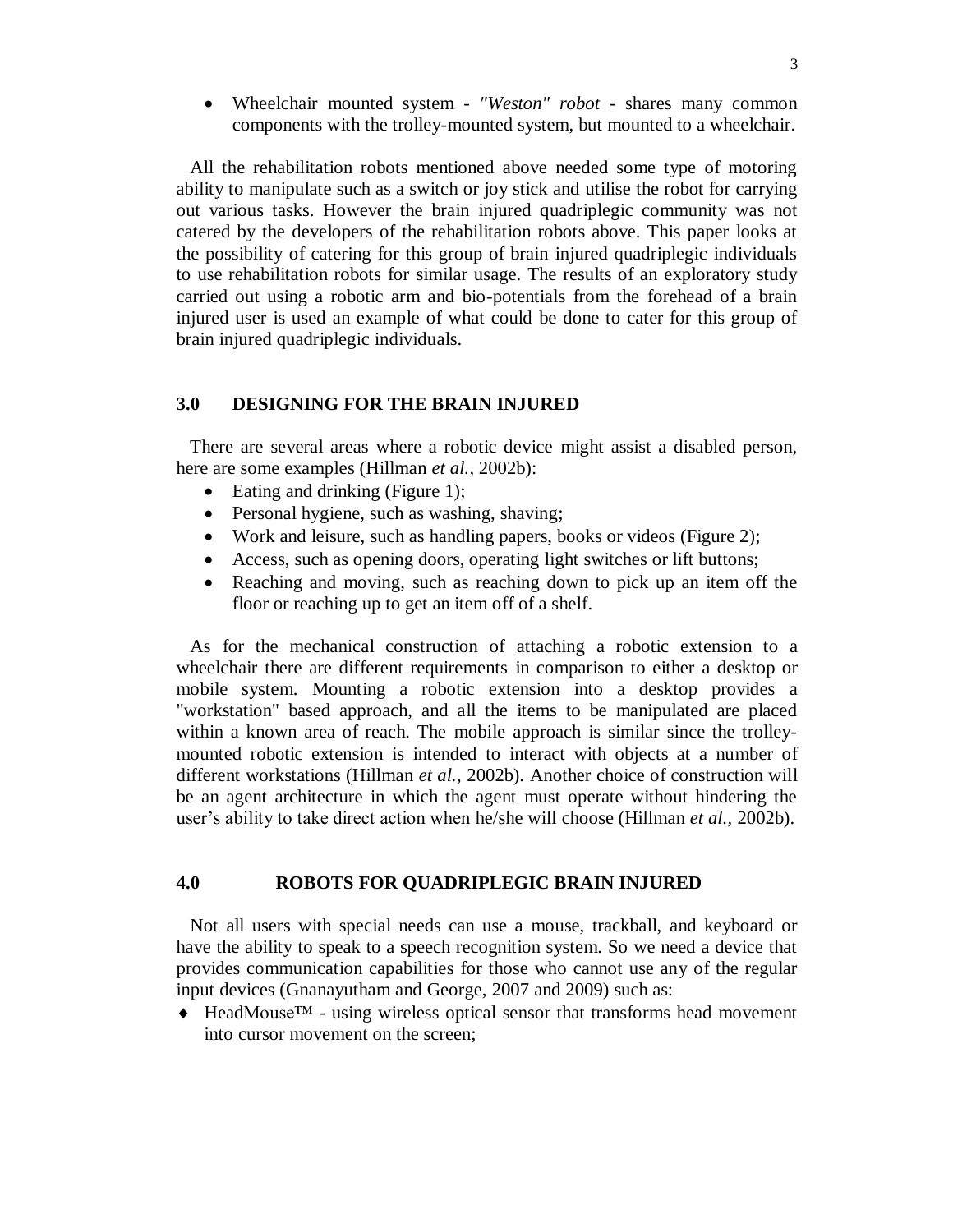- Wheelchair mounted system - *"Weston" robot* - shares many common components with the trolley-mounted system, but mounted to a wheelchair.

All the rehabilitation robots mentioned above needed some type of motoring ability to manipulate such as a switch or joy stick and utilise the robot for carrying out various tasks. However the brain injured quadriplegic community was not catered by the developers of the rehabilitation robots above. This paper looks at the possibility of catering for this group of brain injured quadriplegic individuals to use rehabilitation robots for similar usage. The results of an exploratory study carried out using a robotic arm and bio-potentials from the forehead of a brain injured user is used an example of what could be done to cater for this group of brain injured quadriplegic individuals.

## 3.0 DESIGNING FOR THE BRAIN INJURED

There are several areas where a robotic device might assist a disabled person, here are some examples (Hillman *et al.,* 2002b):

- Eating and drinking (Figure 1);
- Personal hygiene, such as washing, shaving;
- Work and leisure, such as handling papers, books or videos (Figure 2);
- Access, such as opening doors, operating light switches or lift buttons;
- Reaching and moving, such as reaching down to pick up an item off the floor or reaching up to get an item off of a shelf.

As for the mechanical construction of attaching a robotic extension to a wheelchair there are different requirements in comparison to either a desktop or mobile system. Mounting a robotic extension into a desktop provides a "workstation" based approach, and all the items to be manipulated are placed within a known area of reach. The mobile approach is similar since the trolley-mounted robotic extension is intended to interact with objects at a number of different workstations (Hillman *et al.,* 2002b). Another choice of construction will be an agent architecture in which the agent must operate without hindering the user's ability to take direct action when he/she will choose (Hillman *et al.,* 2002b).

## 4.0 ROBOTS FOR QUADRIPLEGIC BRAIN INJURED

Not all users with special needs can use a mouse, trackball, and keyboard or have the ability to speak to a speech recognition system. So we need a device that provides communication capabilities for those who cannot use any of the regular input devices (Gnanayutham and George, 2007 and 2009) such as:

- HeadMouse™ - using wireless optical sensor that transforms head movement into cursor movement on the screen;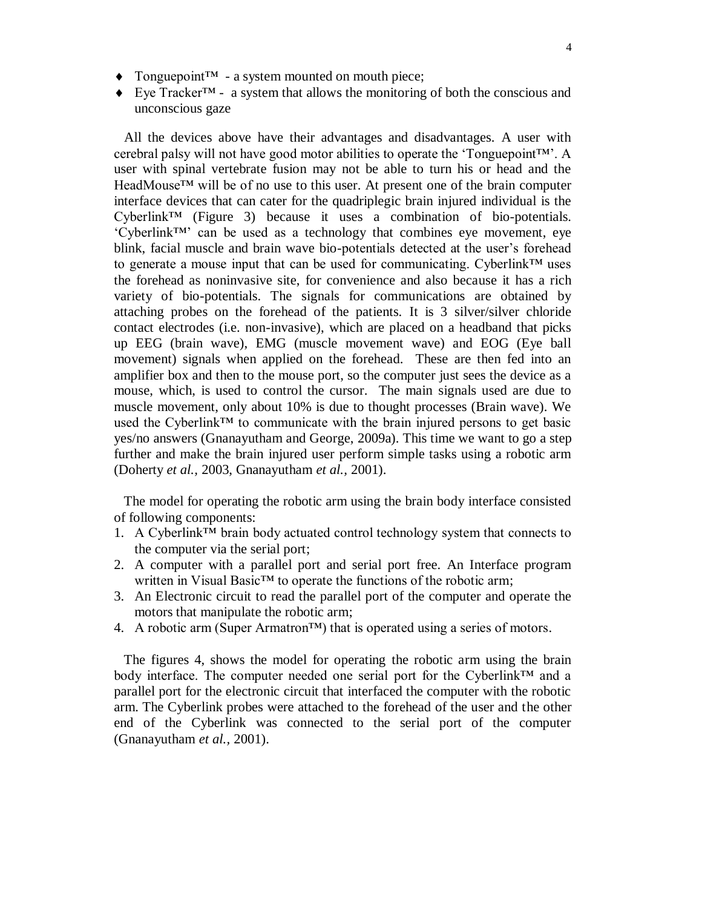- Tonguepoint™ - a system mounted on mouth piece;
- Eye Tracker™ - a system that allows the monitoring of both the conscious and unconscious gaze

All the devices above have their advantages and disadvantages. A user with cerebral palsy will not have good motor abilities to operate the 'Tonguepoint™'. A user with spinal vertebrate fusion may not be able to turn his or head and the HeadMouse™ will be of no use to this user. At present one of the brain computer interface devices that can cater for the quadriplegic brain injured individual is the Cyberlink™ (Figure 3) because it uses a combination of bio-potentials. 'Cyberlink™' can be used as a technology that combines eye movement, eye blink, facial muscle and brain wave bio-potentials detected at the user's forehead to generate a mouse input that can be used for communicating. Cyberlink™ uses the forehead as noninvasive site, for convenience and also because it has a rich variety of bio-potentials. The signals for communications are obtained by attaching probes on the forehead of the patients. It is 3 silver/silver chloride contact electrodes (i.e. non-invasive), which are placed on a headband that picks up EEG (brain wave), EMG (muscle movement wave) and EOG (Eye ball movement) signals when applied on the forehead. These are then fed into an amplifier box and then to the mouse port, so the computer just sees the device as a mouse, which, is used to control the cursor. The main signals used are due to muscle movement, only about 10% is due to thought processes (Brain wave). We used the Cyberlink™ to communicate with the brain injured persons to get basic yes/no answers (Gnanayutham and George, 2009a). This time we want to go a step further and make the brain injured user perform simple tasks using a robotic arm (Doherty *et al.*, 2003, Gnanayutham *et al.*, 2001).

The model for operating the robotic arm using the brain body interface consisted of following components:

1. A Cyberlink™ brain body actuated control technology system that connects to the computer via the serial port;
2. A computer with a parallel port and serial port free. An Interface program written in Visual Basic™ to operate the functions of the robotic arm;
3. An Electronic circuit to read the parallel port of the computer and operate the motors that manipulate the robotic arm;
4. A robotic arm (Super Armatron™) that is operated using a series of motors.

The figures 4, shows the model for operating the robotic arm using the brain body interface. The computer needed one serial port for the Cyberlink™ and a parallel port for the electronic circuit that interfaced the computer with the robotic arm. The Cyberlink probes were attached to the forehead of the user and the other end of the Cyberlink was connected to the serial port of the computer (Gnanayutham *et al.*, 2001).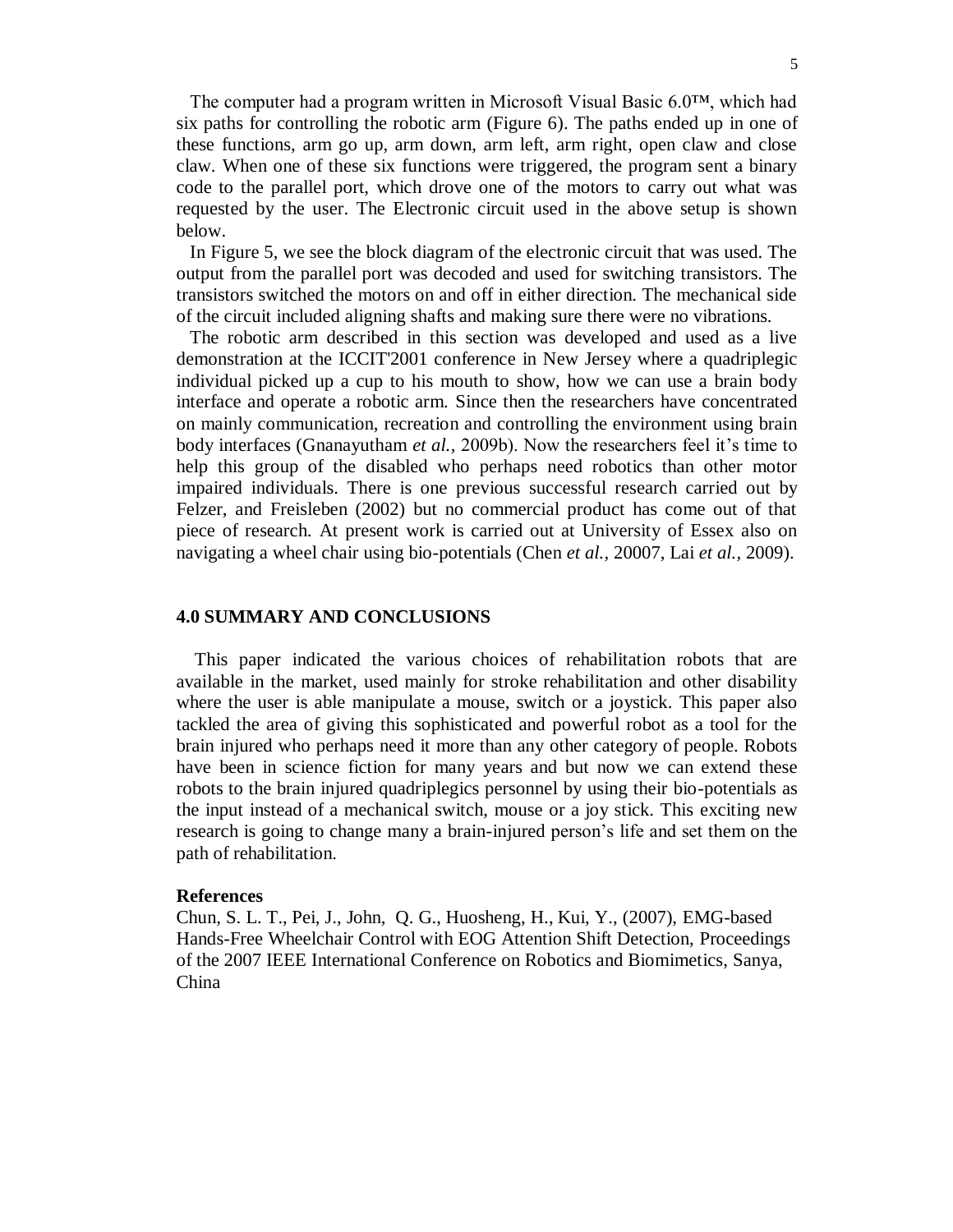The computer had a program written in Microsoft Visual Basic 6.0™, which had six paths for controlling the robotic arm (Figure 6). The paths ended up in one of these functions, arm go up, arm down, arm left, arm right, open claw and close claw. When one of these six functions were triggered, the program sent a binary code to the parallel port, which drove one of the motors to carry out what was requested by the user. The Electronic circuit used in the above setup is shown below.

In Figure 5, we see the block diagram of the electronic circuit that was used. The output from the parallel port was decoded and used for switching transistors. The transistors switched the motors on and off in either direction. The mechanical side of the circuit included aligning shafts and making sure there were no vibrations.

The robotic arm described in this section was developed and used as a live demonstration at the ICCIT'2001 conference in New Jersey where a quadriplegic individual picked up a cup to his mouth to show, how we can use a brain body interface and operate a robotic arm. Since then the researchers have concentrated on mainly communication, recreation and controlling the environment using brain body interfaces (Gnanayutham *et al.*, 2009b). Now the researchers feel it's time to help this group of the disabled who perhaps need robotics than other motor impaired individuals. There is one previous successful research carried out by Felzer, and Freisleben (2002) but no commercial product has come out of that piece of research. At present work is carried out at University of Essex also on navigating a wheel chair using bio-potentials (Chen *et al.*, 20007, Lai *et al.*, 2009).

## 4.0 SUMMARY AND CONCLUSIONS

This paper indicated the various choices of rehabilitation robots that are available in the market, used mainly for stroke rehabilitation and other disability where the user is able manipulate a mouse, switch or a joystick. This paper also tackled the area of giving this sophisticated and powerful robot as a tool for the brain injured who perhaps need it more than any other category of people. Robots have been in science fiction for many years and but now we can extend these robots to the brain injured quadriplegics personnel by using their bio-potentials as the input instead of a mechanical switch, mouse or a joy stick. This exciting new research is going to change many a brain-injured person's life and set them on the path of rehabilitation.

### References

Chun, S. L. T., Pei, J., John, Q. G., Huosheng, H., Kui, Y., (2007), EMG-based Hands-Free Wheelchair Control with EOG Attention Shift Detection, Proceedings of the 2007 IEEE International Conference on Robotics and Biomimetics, Sanya, China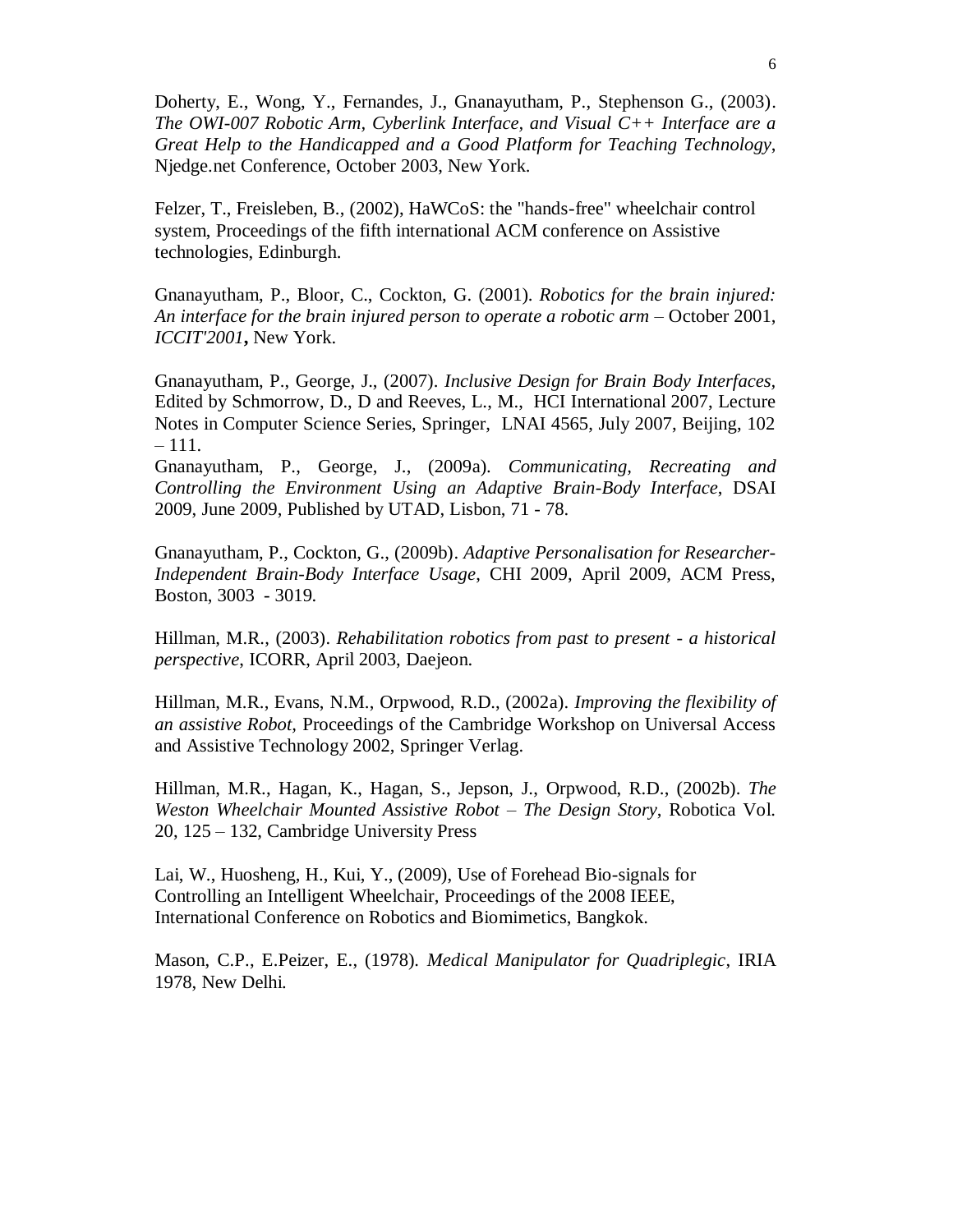Doherty, E., Wong, Y., Fernandes, J., Gnanayutham, P., Stephenson G., (2003). *The OWI-007 Robotic Arm, Cyberlink Interface, and Visual C++ Interface are a Great Help to the Handicapped and a Good Platform for Teaching Technology*, Njedge.net Conference, October 2003, New York.

Felzer, T., Freisleben, B., (2002), HaWCoS: the "hands-free" wheelchair control system, Proceedings of the fifth international ACM conference on Assistive technologies, Edinburgh.

Gnanayutham, P., Bloor, C., Cockton, G. (2001). *Robotics for the brain injured: An interface for the brain injured person to operate a robotic arm* – October 2001, *ICCIT'2001***,** New York.

Gnanayutham, P., George, J., (2007). *Inclusive Design for Brain Body Interfaces*, Edited by Schmorrow, D., D and Reeves, L., M., HCI International 2007, Lecture Notes in Computer Science Series, Springer, LNAI 4565, July 2007, Beijing, 102 – 111.

Gnanayutham, P., George, J., (2009a). *Communicating, Recreating and Controlling the Environment Using an Adaptive Brain-Body Interface*, DSAI 2009, June 2009, Published by UTAD, Lisbon, 71 - 78.

Gnanayutham, P., Cockton, G., (2009b). *Adaptive Personalisation for Researcher-Independent Brain-Body Interface Usage*, CHI 2009, April 2009, ACM Press, Boston, 3003 - 3019.

Hillman, M.R., (2003). *Rehabilitation robotics from past to present - a historical perspective*, ICORR, April 2003, Daejeon.

Hillman, M.R., Evans, N.M., Orpwood, R.D., (2002a). *Improving the flexibility of an assistive Robot,* Proceedings of the Cambridge Workshop on Universal Access and Assistive Technology 2002, Springer Verlag.

Hillman, M.R., Hagan, K., Hagan, S., Jepson, J., Orpwood, R.D., (2002b). *The Weston Wheelchair Mounted Assistive Robot – The Design Story*, Robotica Vol. 20, 125 – 132, Cambridge University Press

Lai, W., Huosheng, H., Kui, Y., (2009), Use of Forehead Bio-signals for Controlling an Intelligent Wheelchair, Proceedings of the 2008 IEEE, International Conference on Robotics and Biomimetics, Bangkok.

Mason, C.P., E.Peizer, E., (1978). *Medical Manipulator for Quadriplegic*, IRIA 1978, New Delhi.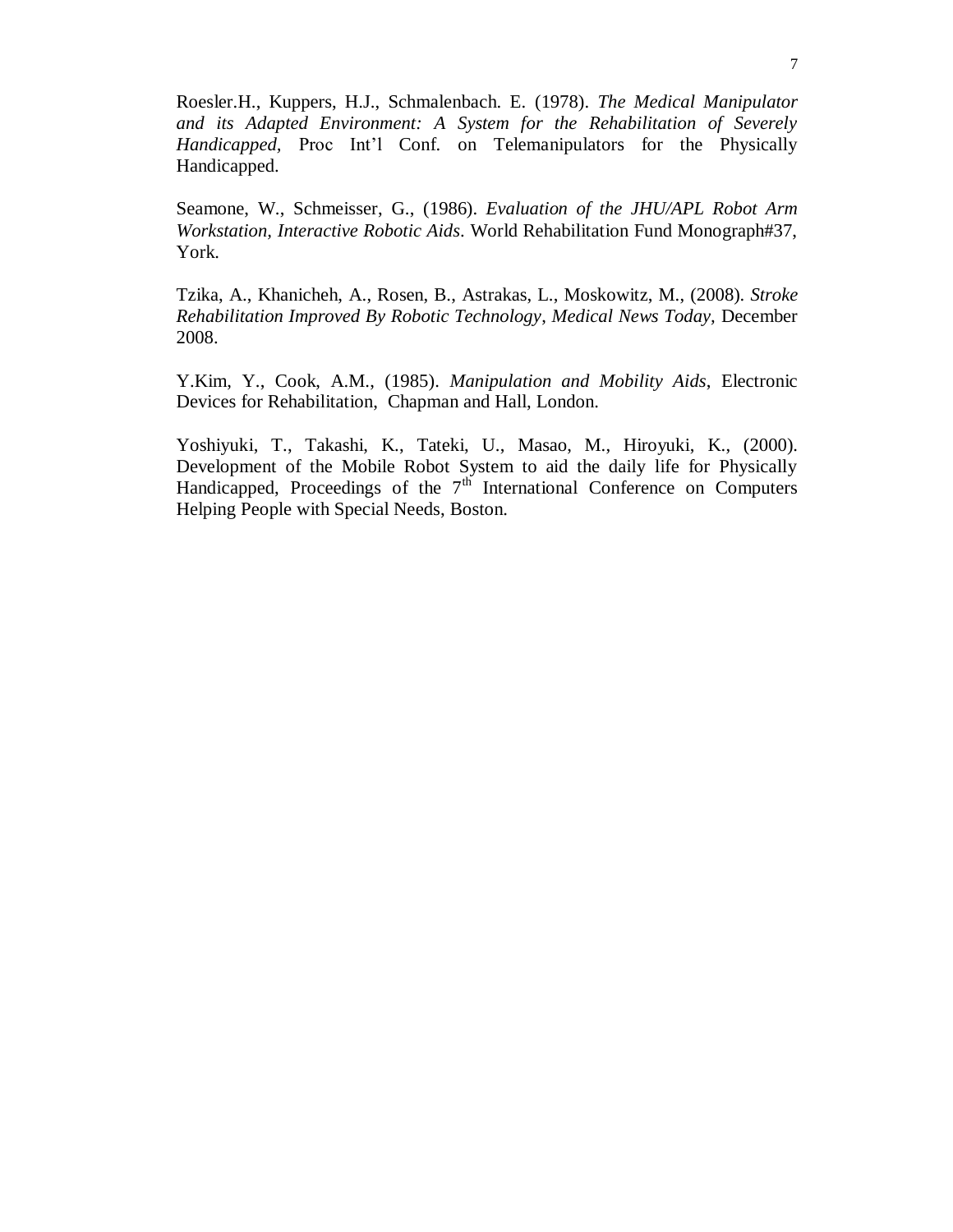Roesler.H., Kuppers, H.J., Schmalenbach. E. (1978). *The Medical Manipulator and its Adapted Environment: A System for the Rehabilitation of Severely Handicapped*, Proc Int'l Conf. on Telemanipulators for the Physically Handicapped.

Seamone, W., Schmeisser, G., (1986). *Evaluation of the JHU/APL Robot Arm Workstation, Interactive Robotic Aids*. World Rehabilitation Fund Monograph#37, York.

Tzika, A., Khanicheh, A., Rosen, B., Astrakas, L., Moskowitz, M., (2008). *Stroke Rehabilitation Improved By Robotic Technology, Medical News Today,* December 2008.

Y.Kim, Y., Cook, A.M., (1985). *Manipulation and Mobility Aids*, Electronic Devices for Rehabilitation, Chapman and Hall, London.

Yoshiyuki, T., Takashi, K., Tateki, U., Masao, M., Hiroyuki, K., (2000). Development of the Mobile Robot System to aid the daily life for Physically Handicapped, Proceedings of the 7th International Conference on Computers Helping People with Special Needs, Boston.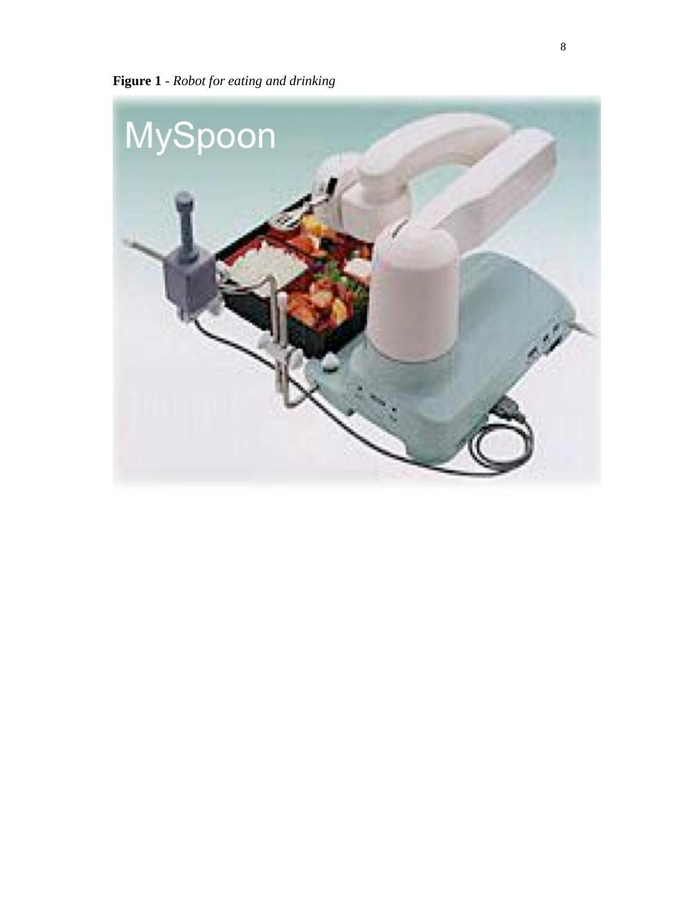**Figure 1** - *Robot for eating and drinking*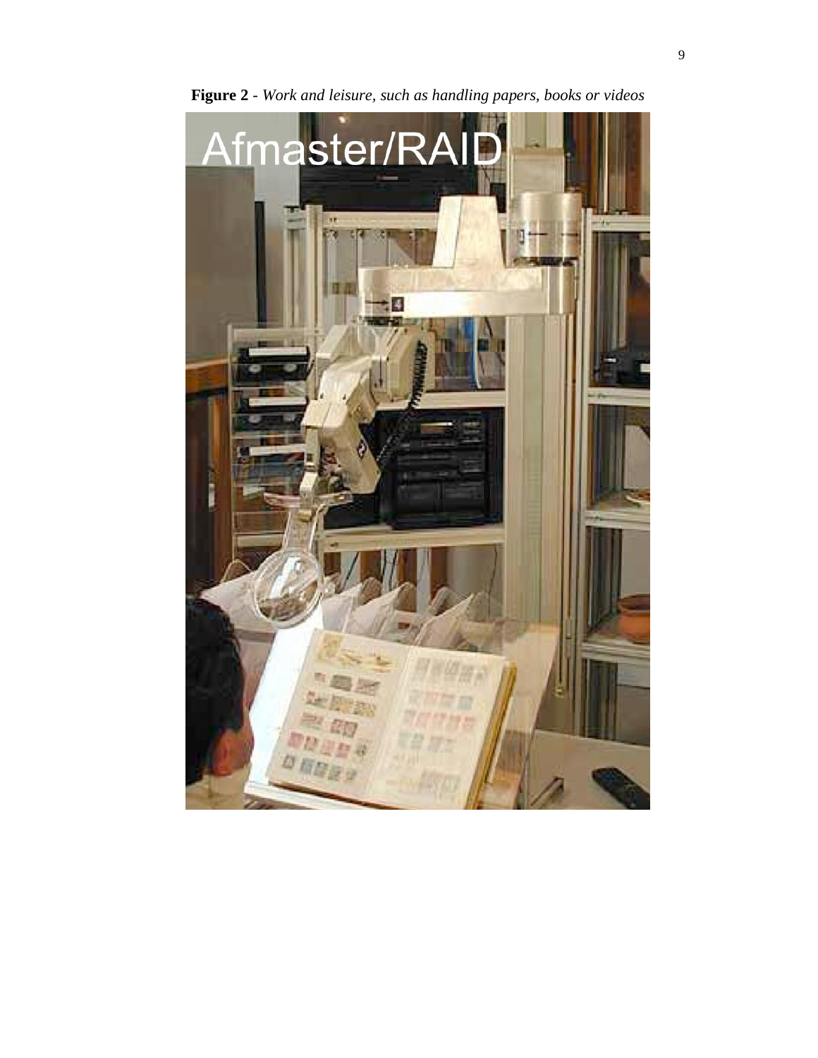**Figure 2** - *Work and leisure, such as handling papers, books or videos*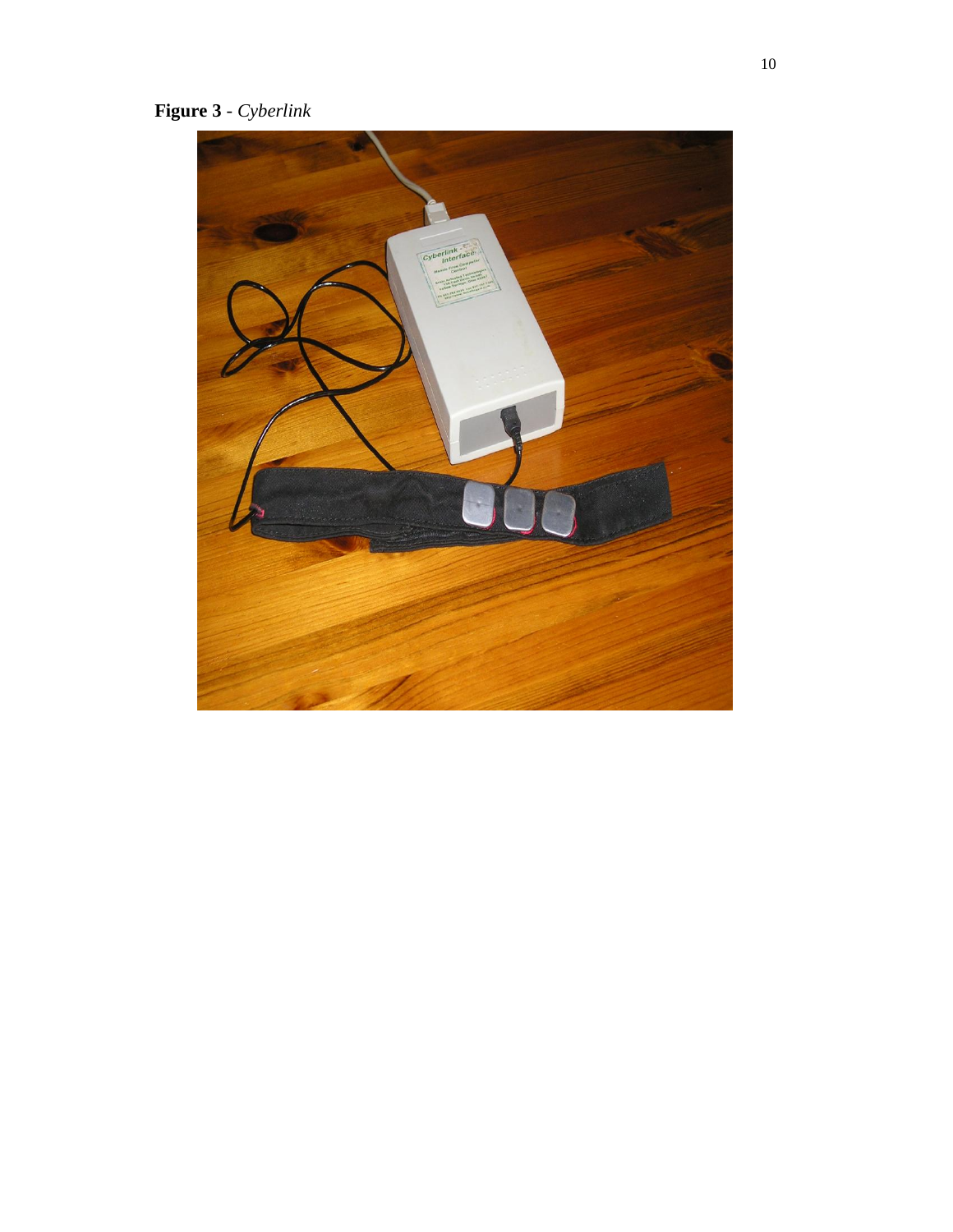**Figure 3** - *Cyberlink*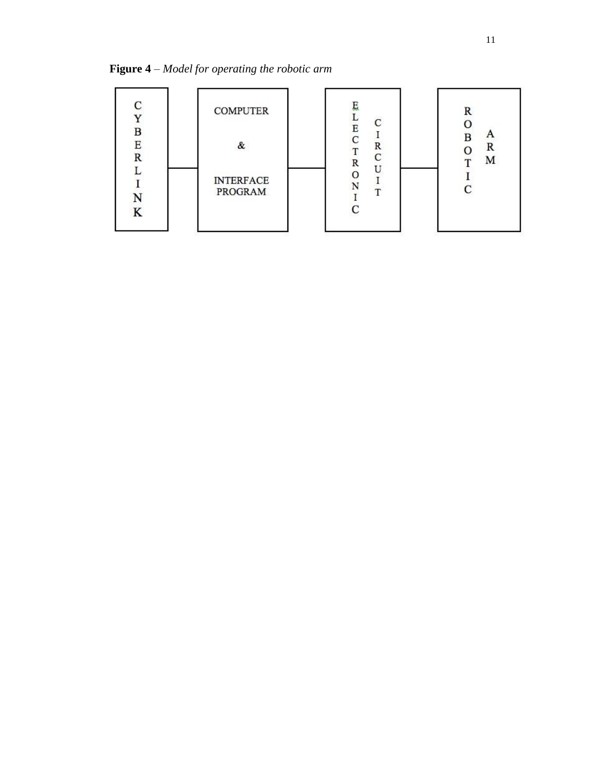**Figure 4** – *Model for operating the robotic arm*

CYBERLINK — COMPUTER & INTERFACE PROGRAM — ELECTRONIC CIRCUIT — ROBOTIC ARM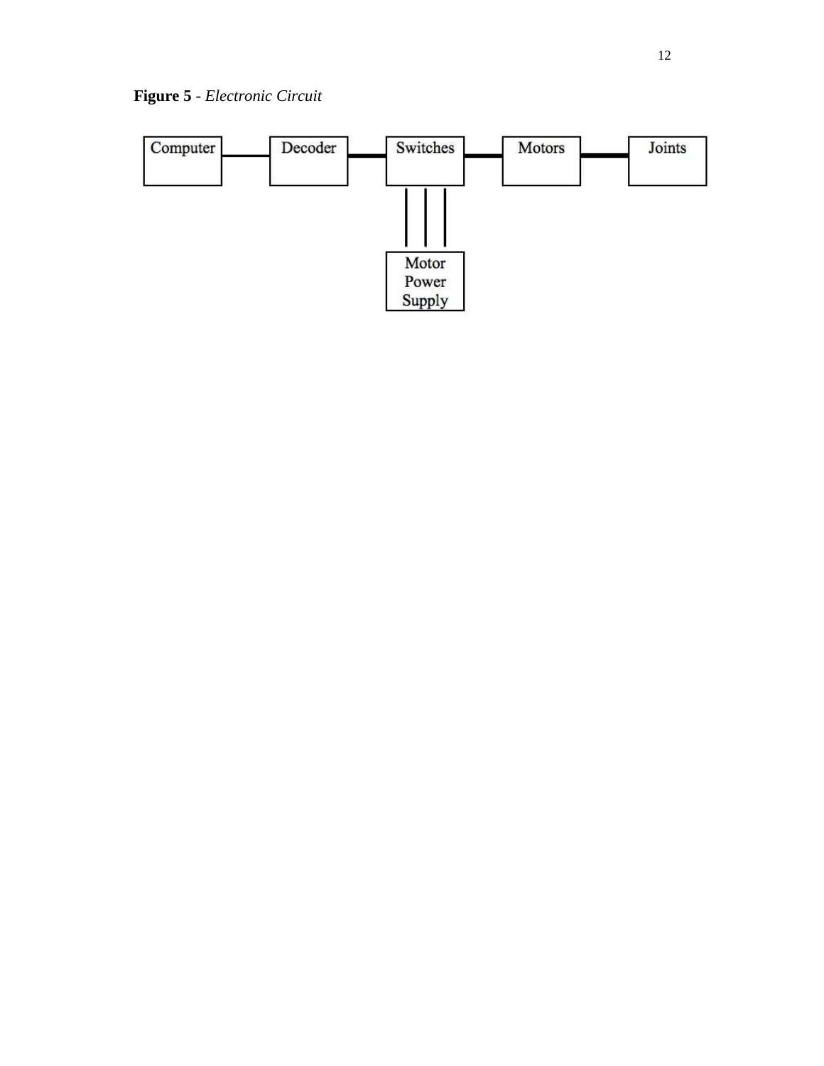**Figure 5** - *Electronic Circuit*

Computer — Decoder — Switches — Motors — Joints

Motor Power Supply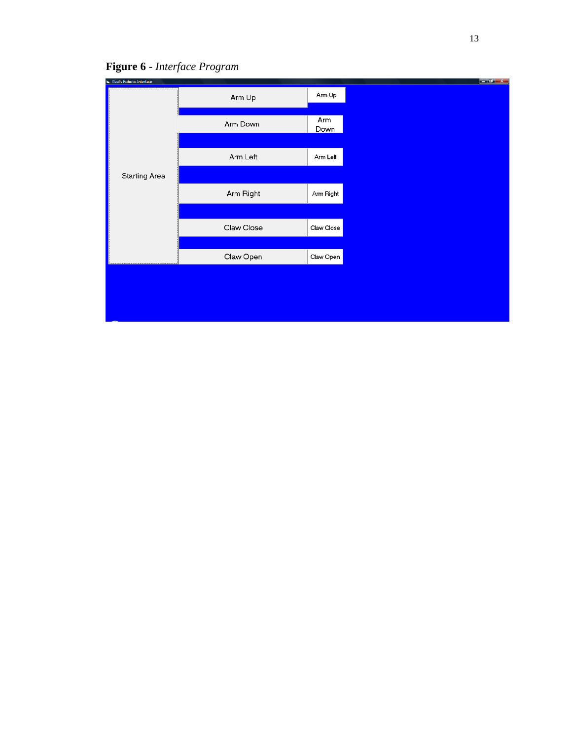**Figure 6** - *Interface Program*

Paul's Robotic Interface

Starting Area

Arm Up

Arm Up

Arm Down

Arm Down

Arm Left

Arm Left

Arm Right

Arm Right

Claw Close

Claw Close

Claw Open

Claw Open